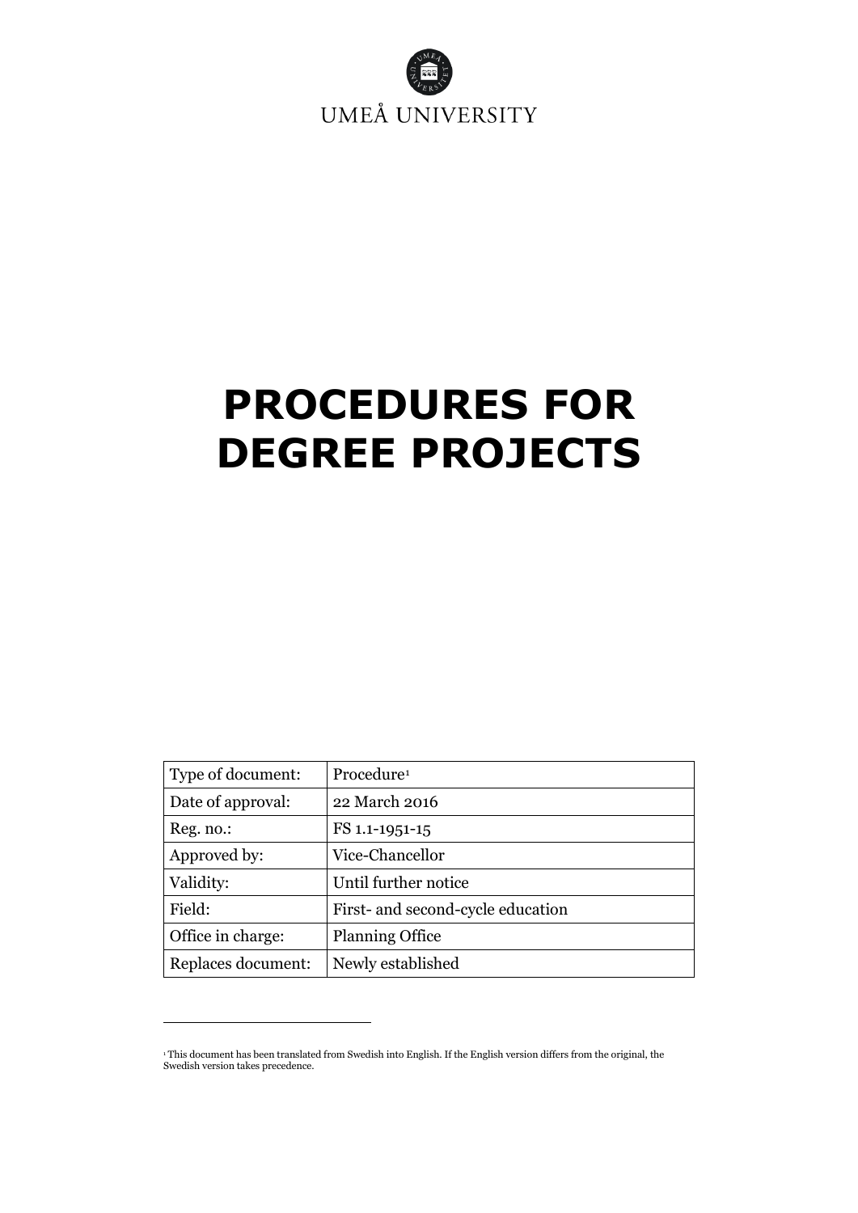UMEÅ UNIVERSITY

# PROCEDURES FOR DEGREE PROJECTS

| Type of document: | Procedure[1] |
|---|---|
| Date of approval: | 22 March 2016 |
| Reg. no.: | FS 1.1-1951-15 |
| Approved by: | Vice-Chancellor |
| Validity: | Until further notice |
| Field: | First- and second-cycle education |
| Office in charge: | Planning Office |
| Replaces document: | Newly established |

[1] This document has been translated from Swedish into English. If the English version differs from the original, the Swedish version takes precedence.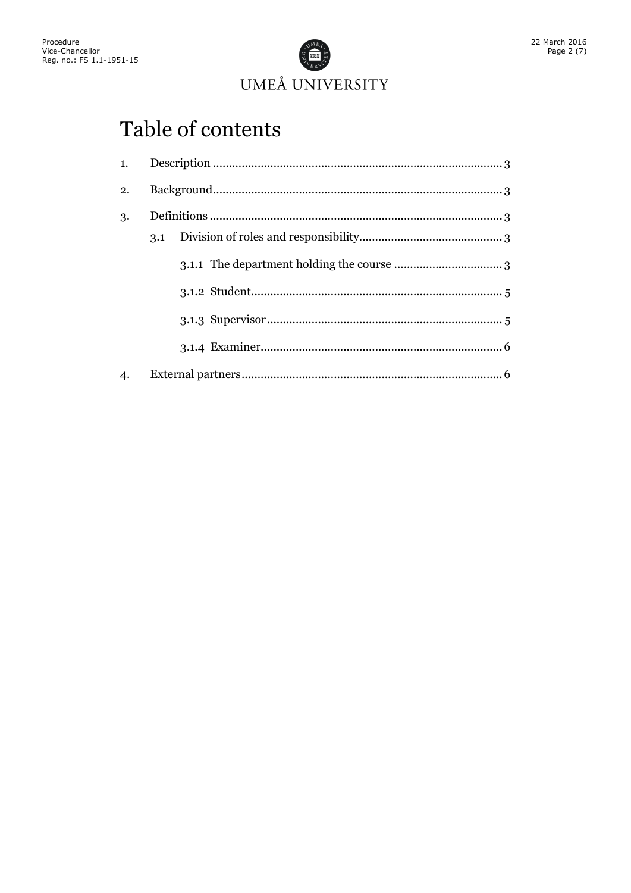# Table of contents

1. Description ........................................................................................ 3
2. Background........................................................................................ 3
3. Definitions ......................................................................................... 3
   - 3.1 Division of roles and responsibility............................................ 3
     - 3.1.1 The department holding the course ................................. 3
     - 3.1.2 Student............................................................................. 5
     - 3.1.3 Supervisor........................................................................ 5
     - 3.1.4 Examiner.......................................................................... 6
4. External partners................................................................................ 6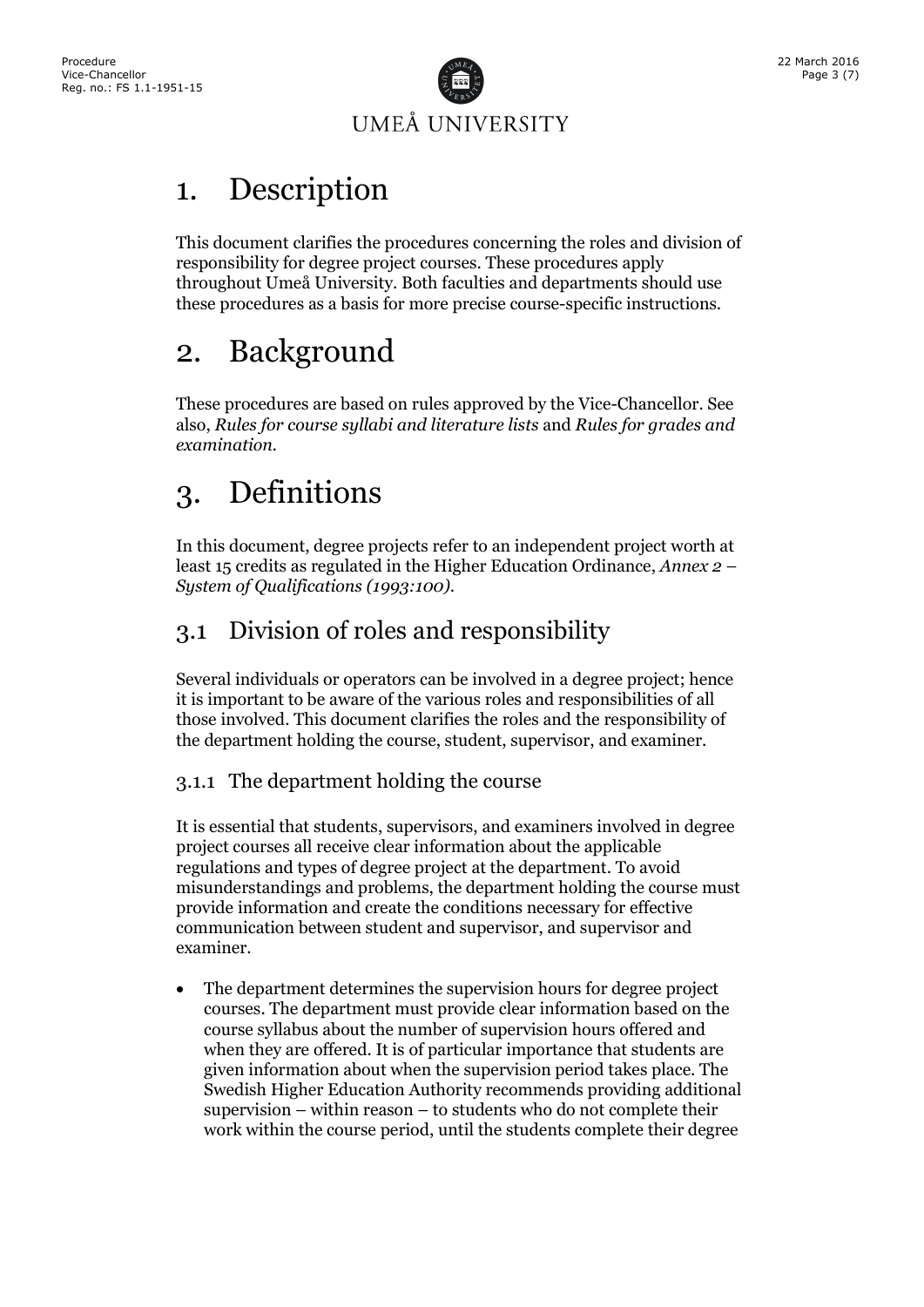# 1. Description

This document clarifies the procedures concerning the roles and division of responsibility for degree project courses. These procedures apply throughout Umeå University. Both faculties and departments should use these procedures as a basis for more precise course-specific instructions.

# 2. Background

These procedures are based on rules approved by the Vice-Chancellor. See also, *Rules for course syllabi and literature lists* and *Rules for grades and examination*.

# 3. Definitions

In this document, degree projects refer to an independent project worth at least 15 credits as regulated in the Higher Education Ordinance, *Annex 2 – System of Qualifications (1993:100)*.

## 3.1 Division of roles and responsibility

Several individuals or operators can be involved in a degree project; hence it is important to be aware of the various roles and responsibilities of all those involved. This document clarifies the roles and the responsibility of the department holding the course, student, supervisor, and examiner.

### 3.1.1 The department holding the course

It is essential that students, supervisors, and examiners involved in degree project courses all receive clear information about the applicable regulations and types of degree project at the department. To avoid misunderstandings and problems, the department holding the course must provide information and create the conditions necessary for effective communication between student and supervisor, and supervisor and examiner.

- The department determines the supervision hours for degree project courses. The department must provide clear information based on the course syllabus about the number of supervision hours offered and when they are offered. It is of particular importance that students are given information about when the supervision period takes place. The Swedish Higher Education Authority recommends providing additional supervision – within reason – to students who do not complete their work within the course period, until the students complete their degree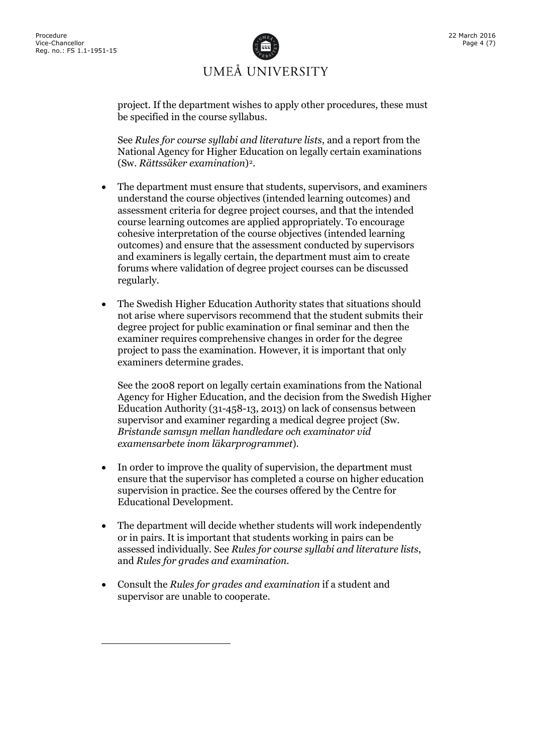project. If the department wishes to apply other procedures, these must be specified in the course syllabus.

See *Rules for course syllabi and literature lists*, and a report from the National Agency for Higher Education on legally certain examinations (Sw. *Rättssäker examination*)[2].

- The department must ensure that students, supervisors, and examiners understand the course objectives (intended learning outcomes) and assessment criteria for degree project courses, and that the intended course learning outcomes are applied appropriately. To encourage cohesive interpretation of the course objectives (intended learning outcomes) and ensure that the assessment conducted by supervisors and examiners is legally certain, the department must aim to create forums where validation of degree project courses can be discussed regularly.

- The Swedish Higher Education Authority states that situations should not arise where supervisors recommend that the student submits their degree project for public examination or final seminar and then the examiner requires comprehensive changes in order for the degree project to pass the examination. However, it is important that only examiners determine grades.

  See the 2008 report on legally certain examinations from the National Agency for Higher Education, and the decision from the Swedish Higher Education Authority (31-458-13, 2013) on lack of consensus between supervisor and examiner regarding a medical degree project (Sw. *Bristande samsyn mellan handledare och examinator vid examensarbete inom läkarprogrammet*).

- In order to improve the quality of supervision, the department must ensure that the supervisor has completed a course on higher education supervision in practice. See the courses offered by the Centre for Educational Development.

- The department will decide whether students will work independently or in pairs. It is important that students working in pairs can be assessed individually. See *Rules for course syllabi and literature lists*, and *Rules for grades and examination*.

- Consult the *Rules for grades and examination* if a student and supervisor are unable to cooperate.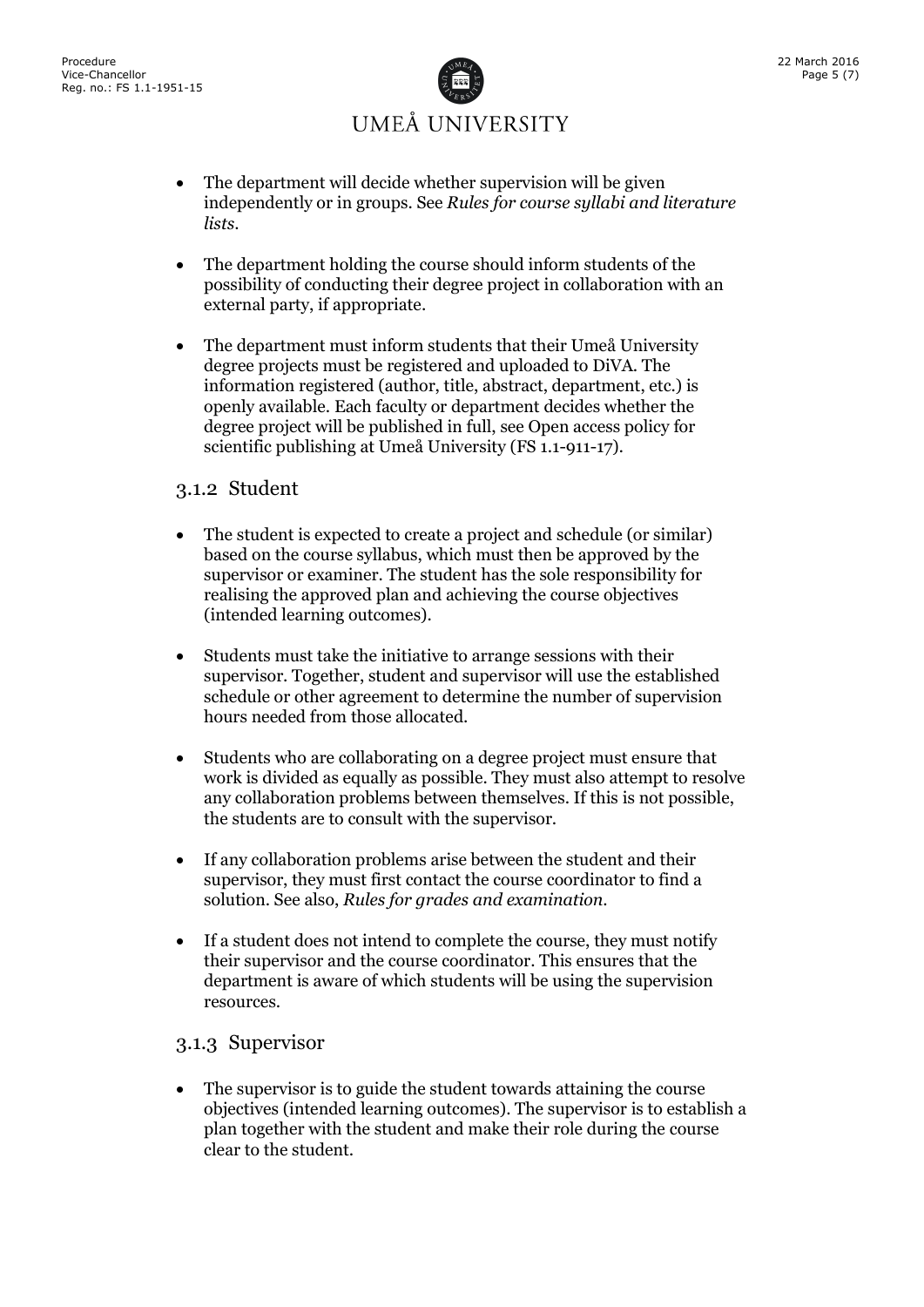- The department will decide whether supervision will be given independently or in groups. See *Rules for course syllabi and literature lists*.

- The department holding the course should inform students of the possibility of conducting their degree project in collaboration with an external party, if appropriate.

- The department must inform students that their Umeå University degree projects must be registered and uploaded to DiVA. The information registered (author, title, abstract, department, etc.) is openly available. Each faculty or department decides whether the degree project will be published in full, see Open access policy for scientific publishing at Umeå University (FS 1.1-911-17).

### 3.1.2 Student

- The student is expected to create a project and schedule (or similar) based on the course syllabus, which must then be approved by the supervisor or examiner. The student has the sole responsibility for realising the approved plan and achieving the course objectives (intended learning outcomes).

- Students must take the initiative to arrange sessions with their supervisor. Together, student and supervisor will use the established schedule or other agreement to determine the number of supervision hours needed from those allocated.

- Students who are collaborating on a degree project must ensure that work is divided as equally as possible. They must also attempt to resolve any collaboration problems between themselves. If this is not possible, the students are to consult with the supervisor.

- If any collaboration problems arise between the student and their supervisor, they must first contact the course coordinator to find a solution. See also, *Rules for grades and examination*.

- If a student does not intend to complete the course, they must notify their supervisor and the course coordinator. This ensures that the department is aware of which students will be using the supervision resources.

### 3.1.3 Supervisor

- The supervisor is to guide the student towards attaining the course objectives (intended learning outcomes). The supervisor is to establish a plan together with the student and make their role during the course clear to the student.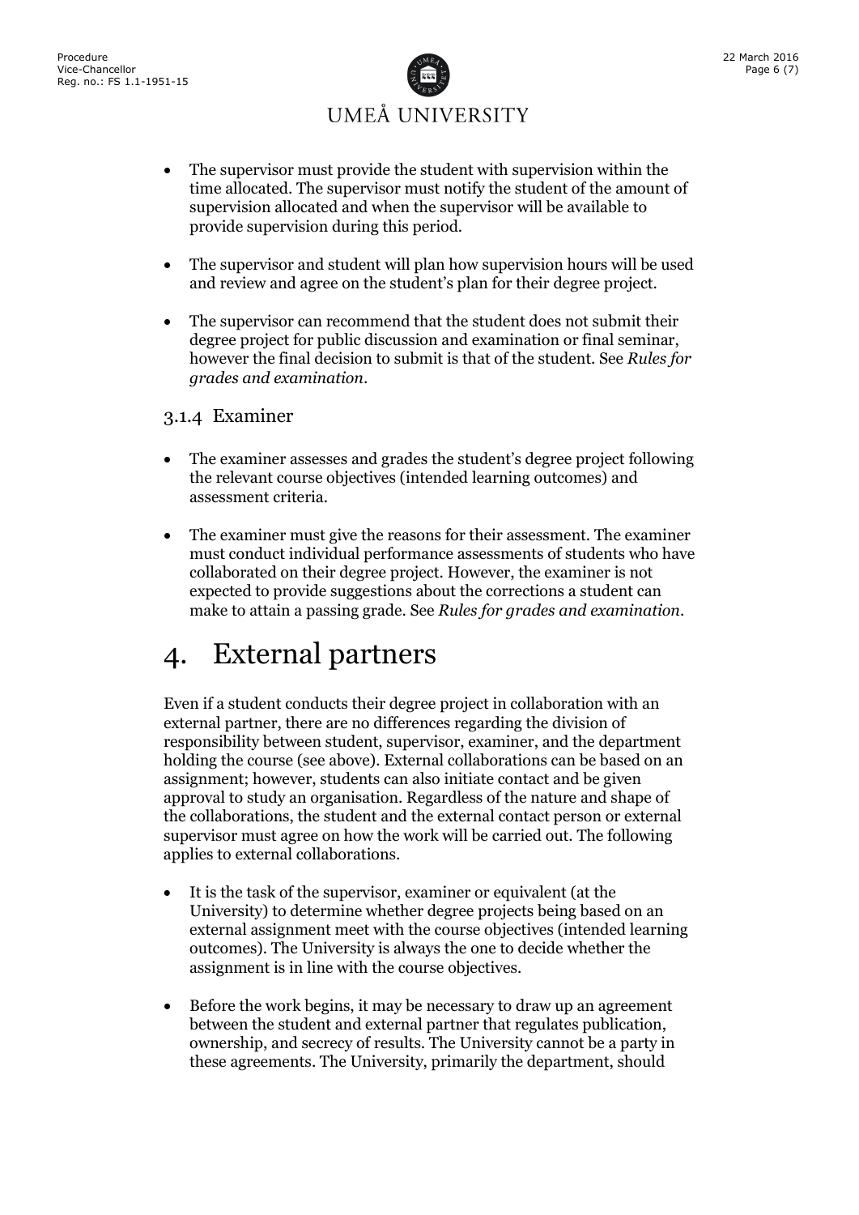- The supervisor must provide the student with supervision within the time allocated. The supervisor must notify the student of the amount of supervision allocated and when the supervisor will be available to provide supervision during this period.

- The supervisor and student will plan how supervision hours will be used and review and agree on the student's plan for their degree project.

- The supervisor can recommend that the student does not submit their degree project for public discussion and examination or final seminar, however the final decision to submit is that of the student. See *Rules for grades and examination*.

### 3.1.4 Examiner

- The examiner assesses and grades the student's degree project following the relevant course objectives (intended learning outcomes) and assessment criteria.

- The examiner must give the reasons for their assessment. The examiner must conduct individual performance assessments of students who have collaborated on their degree project. However, the examiner is not expected to provide suggestions about the corrections a student can make to attain a passing grade. See *Rules for grades and examination*.

# 4. External partners

Even if a student conducts their degree project in collaboration with an external partner, there are no differences regarding the division of responsibility between student, supervisor, examiner, and the department holding the course (see above). External collaborations can be based on an assignment; however, students can also initiate contact and be given approval to study an organisation. Regardless of the nature and shape of the collaborations, the student and the external contact person or external supervisor must agree on how the work will be carried out. The following applies to external collaborations.

- It is the task of the supervisor, examiner or equivalent (at the University) to determine whether degree projects being based on an external assignment meet with the course objectives (intended learning outcomes). The University is always the one to decide whether the assignment is in line with the course objectives.

- Before the work begins, it may be necessary to draw up an agreement between the student and external partner that regulates publication, ownership, and secrecy of results. The University cannot be a party in these agreements. The University, primarily the department, should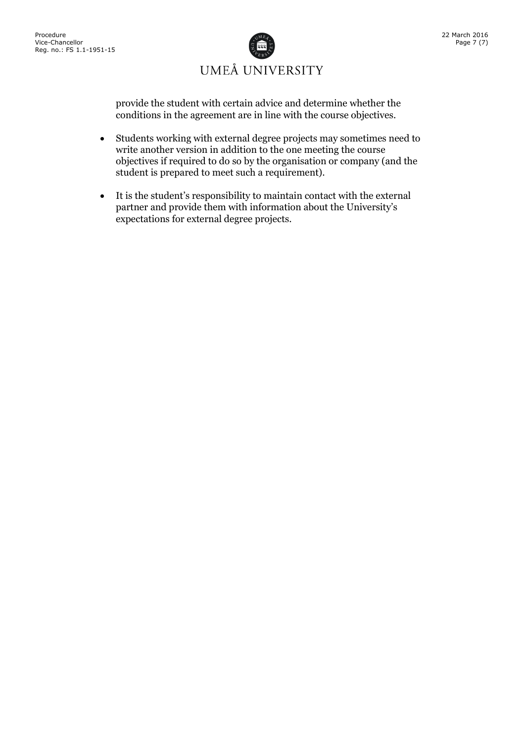provide the student with certain advice and determine whether the conditions in the agreement are in line with the course objectives.

- Students working with external degree projects may sometimes need to write another version in addition to the one meeting the course objectives if required to do so by the organisation or company (and the student is prepared to meet such a requirement).

- It is the student's responsibility to maintain contact with the external partner and provide them with information about the University's expectations for external degree projects.